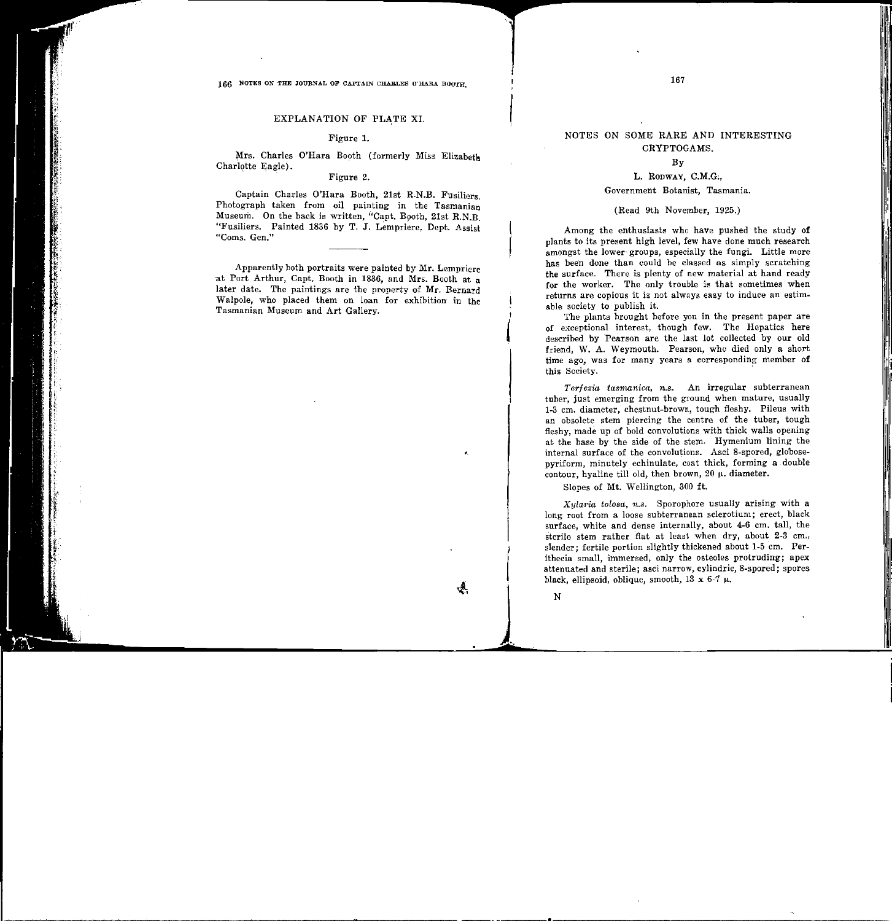## EXPLANATION OF PLATE XI.

Figure 1.

Mrs. Charles O'Hara Booth (formerly Miss Elizabeth Charlotte Eagle).

Figure 2.

Captain Charles O'Hara Booth, 21st R.N.B. Fusiliers. Photograph taken from oil painting in the Tasmanian Museum. On the back is written, "Capt. Booth, 21st R.N.B. "Fusiliers. Painted 1836 by T. J. Lempriere, Dept. Assist "Coms. Gen."

---

Apparently both portraits were painted by Mr. Lempriere at Port Arthur, Capt. Booth in 1836, and Mrs. Booth at a later date. The paintings are the property of Mr. Bernard Walpole, who placed them on loan for exhibition in the Tasmanian Museum and Art Gallery.

# NOTES ON SOME RARE AND INTERESTING CRYPTOGAMS.

By

L. RODWAY, C.M.G.,

Government Botanist, Tasmania.

(Read 9th November, 1925.)

Among the enthusiasts who have pushed the study of plants to its present high level, few have done much research amongst the lower groups, especially the fungi. Little more has been done than could be classed as simply scratching the surface. There is plenty of new material at hand ready for the worker. The only trouble is that sometimes when returns are copious it is not always easy to induce an estimable society to publish it.

The plants brought before you in the present paper are of exceptional interest, though few. The Hepatics here described by Pearson are the last lot collected by our old friend, W. A. Weymouth. Pearson, who died only a short time ago, was for many years a corresponding member of this Society.

*Terfezia tasmanica, n.s.* An irregular subterranean tuber, just emerging from the ground when mature, usually 1-3 cm. diameter, chestnut-brown, tough fleshy. Pileus with an obsolete stem piercing the centre of the tuber, tough fleshy, made up of bold convolutions with thick walls opening at the base by the side of the stem. Hymenium lining the internal surface of the convolutions. Asci 8-spored, globose-pyriform, minutely echinulate, coat thick, forming a double contour, hyaline till old, then brown, 20 $\mu$. diameter.

Slopes of Mt. Wellington, 300 ft.

*Xylaria tolosa, n.s.* Sporophore usually arising with a long root from a loose subterranean sclerotium; erect, black surface, white and dense internally, about 4-6 cm. tall, the sterile stem rather flat at least when dry, about 2-3 cm., slender; fertile portion slightly thickened about 1-5 cm. Perithecia small, immersed, only the osteoles protruding; apex attenuated and sterile; asci narrow, cylindric, 8-spored; spores black, ellipsoid, oblique, smooth, 13 x 6-7 $\mu$.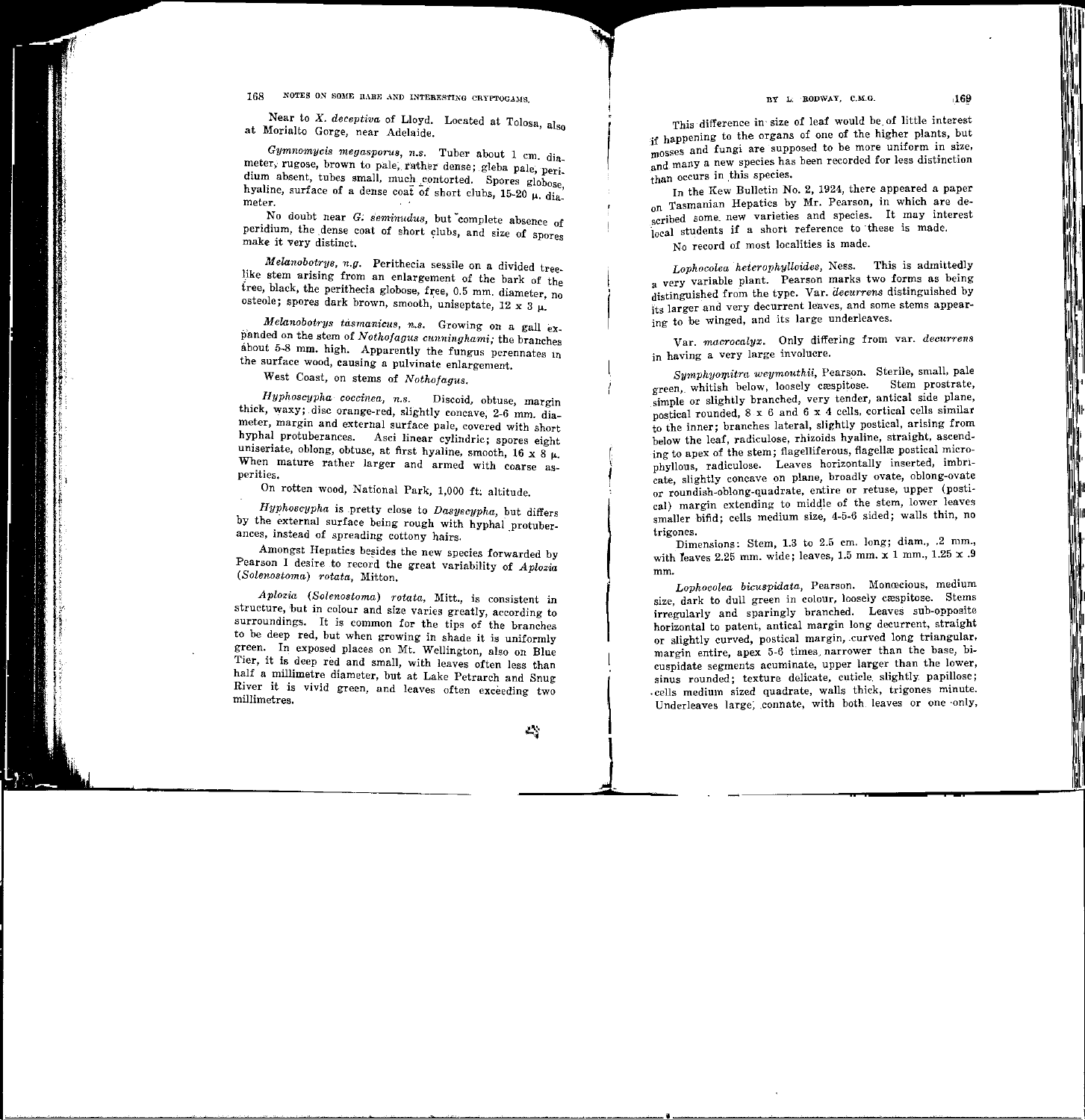Near to *X. deceptiva* of Lloyd. Located at Tolosa, also at Morialto Gorge, near Adelaide.

*Gymnomycis megasporus*, *n.s.* Tuber about 1 cm. diameter, rugose, brown to pale, rather dense; gleba pale, peridium absent, tubes small, much contorted. Spores globose, hyaline, surface of a dense coat of short clubs, 15-20 μ. diameter.

No doubt near *G. seminudus*, but complete absence of peridium, the dense coat of short clubs, and size of spores make it very distinct.

*Melanobotrys*, *n.g.* Perithecia sessile on a divided tree-like stem arising from an enlargement of the bark of the tree, black, the perithecia globose, free, 0.5 mm. diameter, no osteole; spores dark brown, smooth, uniseptate, 12 x 3 μ.

*Melanobotrys tasmanicus*, *n.s.* Growing on a gall expanded on the stem of *Nothofagus cunninghami*; the branches about 5-8 mm. high. Apparently the fungus perennates in the surface wood, causing a pulvinate enlargement.

West Coast, on stems of *Nothofagus*.

*Hyphoscypha coccinea*, *n.s.* Discoid, obtuse, margin thick, waxy; disc orange-red, slightly concave, 2-6 mm. diameter, margin and external surface pale, covered with short hyphal protuberances. Asci linear cylindric; spores eight uniseriate, oblong, obtuse, at first hyaline, smooth, 16 x 8 μ. When mature rather larger and armed with coarse asperities.

On rotten wood, National Park, 1,000 ft. altitude.

*Hyphoscypha* is pretty close to *Dasyscypha*, but differs by the external surface being rough with hyphal protuberances, instead of spreading cottony hairs.

Amongst Hepatics besides the new species forwarded by Pearson I desire to record the great variability of *Aplozia* (*Solenostoma*) *rotata*, Mitton.

*Aplozia* (*Solenostoma*) *rotata*, Mitt., is consistent in structure, but in colour and size varies greatly, according to surroundings. It is common for the tips of the branches to be deep red, but when growing in shade it is uniformly green. In exposed places on Mt. Wellington, also on Blue Tier, it is deep red and small, with leaves often less than half a millimetre diameter, but at Lake Petrarch and Snug River it is vivid green, and leaves often exceeding two millimetres.

This difference in size of leaf would be of little interest if happening to the organs of one of the higher plants, but mosses and fungi are supposed to be more uniform in size, and many a new species has been recorded for less distinction than occurs in this species.

In the Kew Bulletin No. 2, 1924, there appeared a paper on Tasmanian Hepatics by Mr. Pearson, in which are described some new varieties and species. It may interest local students if a short reference to these is made.

No record of most localities is made.

*Lophocolea heterophylloides*, Ness. This is admittedly a very variable plant. Pearson marks two forms as being distinguished from the type. Var. *decurrens* distinguished by its larger and very decurrent leaves, and some stems appearing to be winged, and its large underleaves.

Var. *macrocalyx*. Only differing from var. *decurrens* in having a very large involucre.

*Symphyomitra weymouthii*, Pearson. Sterile, small, pale green, whitish below, loosely cæspitose. Stem prostrate, simple or slightly branched, very tender, antical side plane, postical rounded, 8 x 6 and 6 x 4 cells, cortical cells similar to the inner; branches lateral, slightly postical, arising from below the leaf, radiculose, rhizoids hyaline, straight, ascending to apex of the stem; flagelliferous, flagellæ postical microphyllous, radiculose. Leaves horizontally inserted, imbricate, slightly concave on plane, broadly ovate, oblong-ovate or roundish-oblong-quadrate, entire or retuse, upper (postical) margin extending to middle of the stem, lower leaves smaller bifid; cells medium size, 4-5-6 sided; walls thin, no trigones.

Dimensions: Stem, 1.3 to 2.5 cm. long; diam., .2 mm., with leaves 2.25 mm. wide; leaves, 1.5 mm. x 1 mm., 1.25 x .9 mm.

*Lophocolea bicuspidata*, Pearson. Monœcious, medium size, dark to dull green in colour, loosely cæspitose. Stems irregularly and sparingly branched. Leaves sub-opposite horizontal to patent, antical margin long decurrent, straight or slightly curved, postical margin, curved long triangular, margin entire, apex 5-6 times narrower than the base, bicuspidate segments acuminate, upper larger than the lower, sinus rounded; texture delicate, cuticle slightly papillose; cells medium sized quadrate, walls thick, trigones minute. Underleaves large, connate, with both leaves or one only,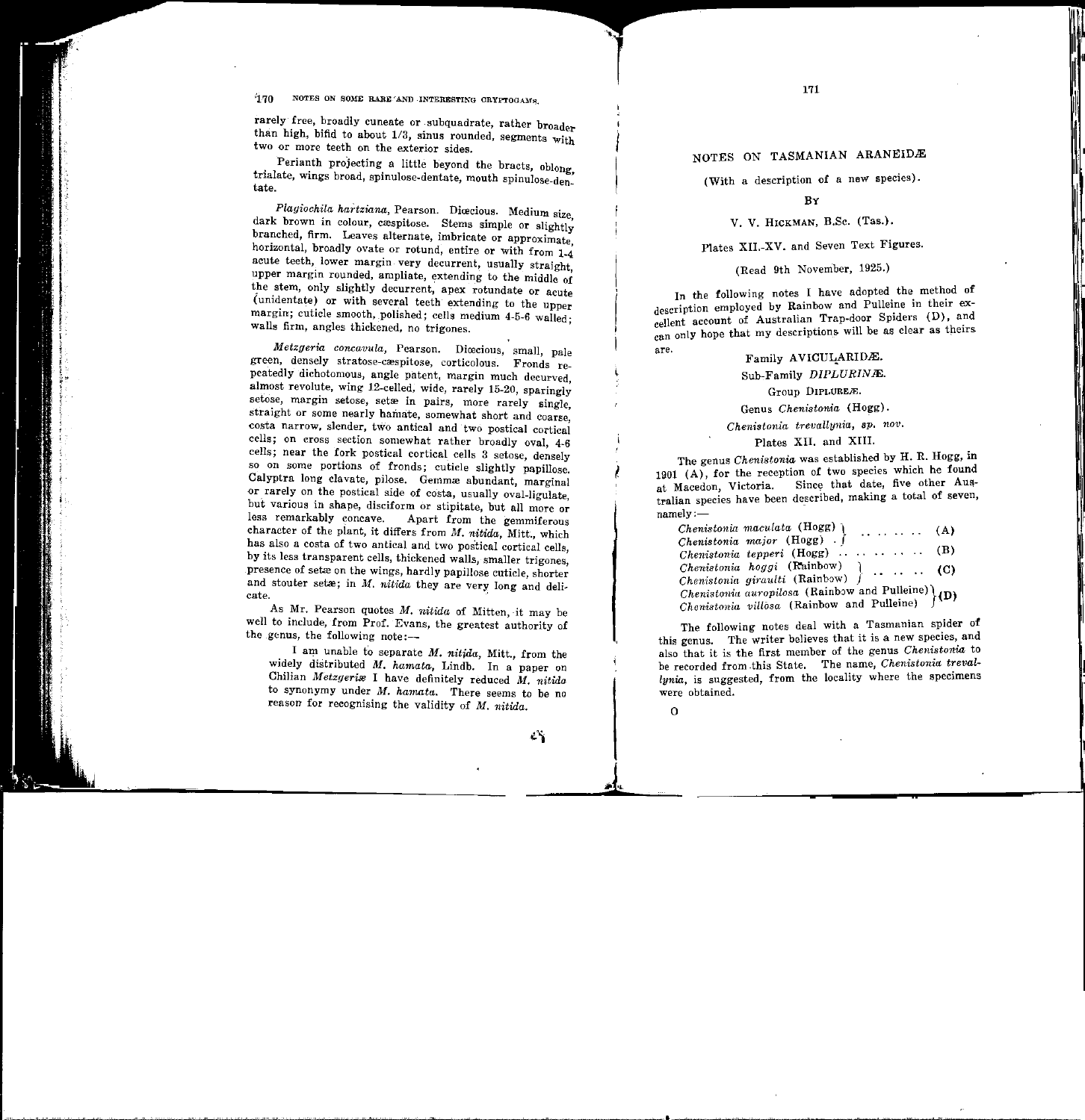rarely free, broadly cuneate or subquadrate, rather broader than high, bifid to about 1/3, sinus rounded, segments with two or more teeth on the exterior sides.

Perianth projecting a little beyond the bracts, oblong, trialate, wings broad, spinulose-dentate, mouth spinulose-dentate.

*Plagiochila hartziana*, Pearson. Diœcious. Medium size, dark brown in colour, cæspitose. Stems simple or slightly branched, firm. Leaves alternate, imbricate or approximate, horizontal, broadly ovate or rotund, entire or with from 1-4 acute teeth, lower margin very decurrent, usually straight, upper margin rounded, ampliate, extending to the middle of the stem, only slightly decurrent, apex rotundate or acute (unidentate) or with several teeth extending to the upper margin; cuticle smooth, polished; cells medium 4-5-6 walled; walls firm, angles thickened, no trigones.

*Metzgeria concavula*, Pearson. Diœcious, small, pale green, densely stratose-cæspitose, corticolous. Fronds repeatedly dichotomous, angle patent, margin much decurved, almost revolute, wing 12-celled, wide, rarely 15-20, sparingly setose, margin setose, setæ in pairs, more rarely single, straight or some nearly hamate, somewhat short and coarse, costa narrow, slender, two antical and two postical cortical cells; on cross section somewhat rather broadly oval, 4-6 cells; near the fork postical cortical cells 3 setose, densely so on some portions of fronds; cuticle slightly papillose. Calyptra long clavate, pilose. Gemmæ abundant, marginal or rarely on the postical side of costa, usually oval-ligulate, but various in shape, disciform or stipitate, but all more or less remarkably concave. Apart from the gemmiferous character of the plant, it differs from *M. nitida*, Mitt., which has also a costa of two antical and two postical cortical cells, by its less transparent cells, thickened walls, smaller trigones, presence of setæ on the wings, hardly papillose cuticle, shorter and stouter setæ; in *M. nitida* they are very long and delicate.

As Mr. Pearson quotes *M. nitida* of Mitten, it may be well to include, from Prof. Evans, the greatest authority of the genus, the following note:—

> I am unable to separate *M. nitida*, Mitt., from the widely distributed *M. hamata*, Lindb. In a paper on Chilian *Metzgeriæ* I have definitely reduced *M. nitida* to synonymy under *M. hamata*. There seems to be no reason for recognising the validity of *M. nitida*.

# NOTES ON TASMANIAN ARANEIDÆ

(With a description of a new species).

By

V. V. HICKMAN, B.Sc. (Tas.).

Plates XII.-XV. and Seven Text Figures.

(Read 9th November, 1925.)

In the following notes I have adopted the method of description employed by Rainbow and Pulleine in their excellent account of Australian Trap-door Spiders (D), and can only hope that my descriptions will be as clear as theirs are.

## Family AVICULARIDÆ.

### Sub-Family *DIPLURINÆ*.

#### Group DIPLUREÆ.

#### Genus *Chenistonia* (Hogg).

#### *Chenistonia trevallynia*, *sp. nov.*

Plates XII. and XIII.

The genus *Chenistonia* was established by H. R. Hogg, in 1901 (A), for the reception of two species which he found at Macedon, Victoria. Since that date, five other Australian species have been described, making a total of seven, namely:—

*Chenistonia maculata* (Hogg) }
*Chenistonia major* (Hogg) } .. .. .. .. (A)
*Chenistonia tepperi* (Hogg) .. .. .. .. .. (B)
*Chenistonia hoggi* (Rainbow) }
*Chenistonia giraulti* (Rainbow) } .. .. .. (C)
*Chenistonia auropilosa* (Rainbow and Pulleine) }
*Chenistonia villosa* (Rainbow and Pulleine) } (D)

The following notes deal with a Tasmanian spider of this genus. The writer believes that it is a new species, and also that it is the first member of the genus *Chenistonia* to be recorded from this State. The name, *Chenistonia trevallynia*, is suggested, from the locality where the specimens were obtained.